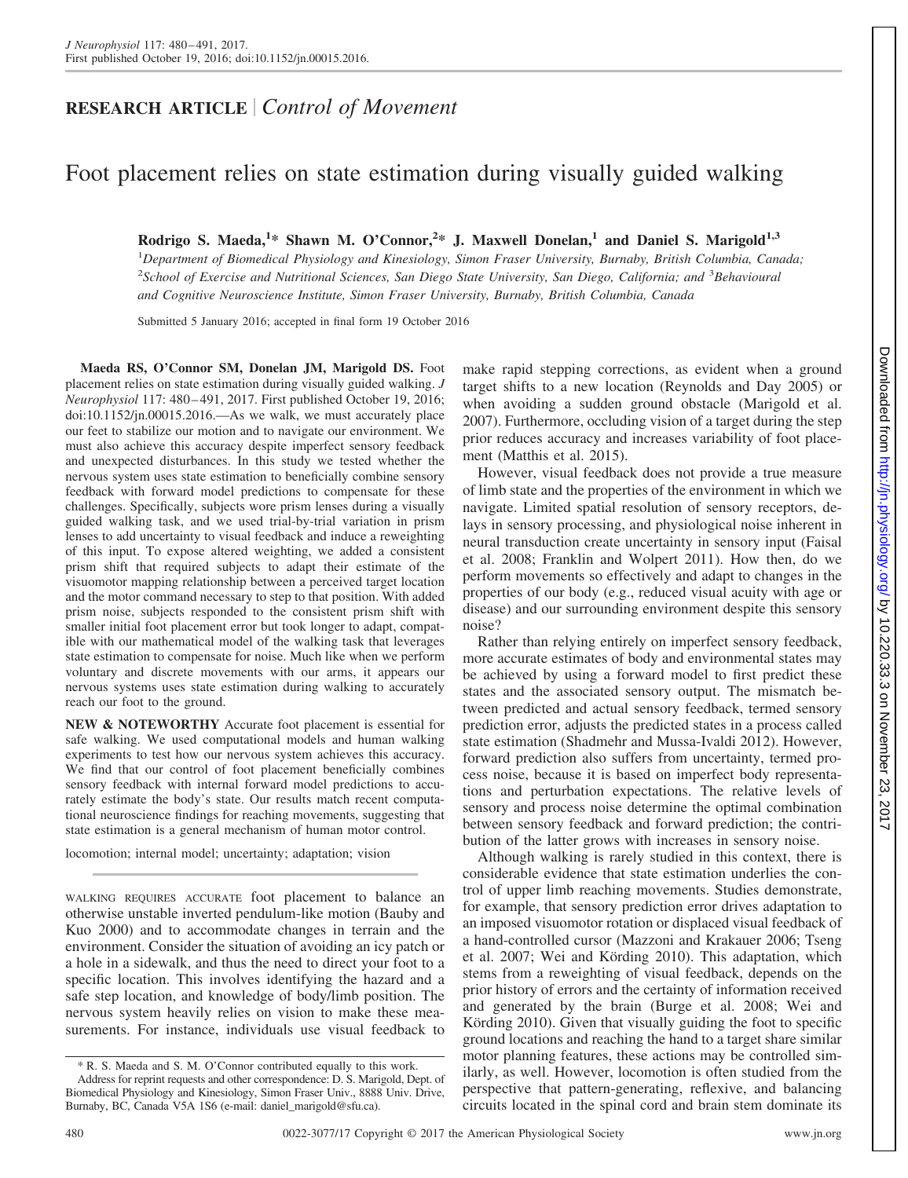# RESEARCH ARTICLE | *Control of Movement*

# Foot placement relies on state estimation during visually guided walking

**Rodrigo S. Maeda,[1]* Shawn M. O'Connor,[2]* J. Maxwell Donelan,[1] and Daniel S. Marigold[1,3]**

[1]*Department of Biomedical Physiology and Kinesiology, Simon Fraser University, Burnaby, British Columbia, Canada;* [2]*School of Exercise and Nutritional Sciences, San Diego State University, San Diego, California; and* [3]*Behavioural and Cognitive Neuroscience Institute, Simon Fraser University, Burnaby, British Columbia, Canada*

Submitted 5 January 2016; accepted in final form 19 October 2016

**Maeda RS, O'Connor SM, Donelan JM, Marigold DS.** Foot placement relies on state estimation during visually guided walking. *J Neurophysiol* 117: 480–491, 2017. First published October 19, 2016; doi:10.1152/jn.00015.2016.—As we walk, we must accurately place our feet to stabilize our motion and to navigate our environment. We must also achieve this accuracy despite imperfect sensory feedback and unexpected disturbances. In this study we tested whether the nervous system uses state estimation to beneficially combine sensory feedback with forward model predictions to compensate for these challenges. Specifically, subjects wore prism lenses during a visually guided walking task, and we used trial-by-trial variation in prism lenses to add uncertainty to visual feedback and induce a reweighting of this input. To expose altered weighting, we added a consistent prism shift that required subjects to adapt their estimate of the visuomotor mapping relationship between a perceived target location and the motor command necessary to step to that position. With added prism noise, subjects responded to the consistent prism shift with smaller initial foot placement error but took longer to adapt, compatible with our mathematical model of the walking task that leverages state estimation to compensate for noise. Much like when we perform voluntary and discrete movements with our arms, it appears our nervous systems uses state estimation during walking to accurately reach our foot to the ground.

**NEW & NOTEWORTHY** Accurate foot placement is essential for safe walking. We used computational models and human walking experiments to test how our nervous system achieves this accuracy. We find that our control of foot placement beneficially combines sensory feedback with internal forward model predictions to accurately estimate the body's state. Our results match recent computational neuroscience findings for reaching movements, suggesting that state estimation is a general mechanism of human motor control.

locomotion; internal model; uncertainty; adaptation; vision

WALKING REQUIRES ACCURATE foot placement to balance an otherwise unstable inverted pendulum-like motion (Bauby and Kuo 2000) and to accommodate changes in terrain and the environment. Consider the situation of avoiding an icy patch or a hole in a sidewalk, and thus the need to direct your foot to a specific location. This involves identifying the hazard and a safe step location, and knowledge of body/limb position. The nervous system heavily relies on vision to make these measurements. For instance, individuals use visual feedback to make rapid stepping corrections, as evident when a ground target shifts to a new location (Reynolds and Day 2005) or when avoiding a sudden ground obstacle (Marigold et al. 2007). Furthermore, occluding vision of a target during the step prior reduces accuracy and increases variability of foot placement (Matthis et al. 2015).

However, visual feedback does not provide a true measure of limb state and the properties of the environment in which we navigate. Limited spatial resolution of sensory receptors, delays in sensory processing, and physiological noise inherent in neural transduction create uncertainty in sensory input (Faisal et al. 2008; Franklin and Wolpert 2011). How then, do we perform movements so effectively and adapt to changes in the properties of our body (e.g., reduced visual acuity with age or disease) and our surrounding environment despite this sensory noise?

Rather than relying entirely on imperfect sensory feedback, more accurate estimates of body and environmental states may be achieved by using a forward model to first predict these states and the associated sensory output. The mismatch between predicted and actual sensory feedback, termed sensory prediction error, adjusts the predicted states in a process called state estimation (Shadmehr and Mussa-Ivaldi 2012). However, forward prediction also suffers from uncertainty, termed process noise, because it is based on imperfect body representations and perturbation expectations. The relative levels of sensory and process noise determine the optimal combination between sensory feedback and forward prediction; the contribution of the latter grows with increases in sensory noise.

Although walking is rarely studied in this context, there is considerable evidence that state estimation underlies the control of upper limb reaching movements. Studies demonstrate, for example, that sensory prediction error drives adaptation to an imposed visuomotor rotation or displaced visual feedback of a hand-controlled cursor (Mazzoni and Krakauer 2006; Tseng et al. 2007; Wei and Körding 2010). This adaptation, which stems from a reweighting of visual feedback, depends on the prior history of errors and the certainty of information received and generated by the brain (Burge et al. 2008; Wei and Körding 2010). Given that visually guiding the foot to specific ground locations and reaching the hand to a target share similar motor planning features, these actions may be controlled similarly, as well. However, locomotion is often studied from the perspective that pattern-generating, reflexive, and balancing circuits located in the spinal cord and brain stem dominate its

* R. S. Maeda and S. M. O'Connor contributed equally to this work.

Address for reprint requests and other correspondence: D. S. Marigold, Dept. of Biomedical Physiology and Kinesiology, Simon Fraser Univ., 8888 Univ. Drive, Burnaby, BC, Canada V5A 1S6 (e-mail: daniel_marigold@sfu.ca).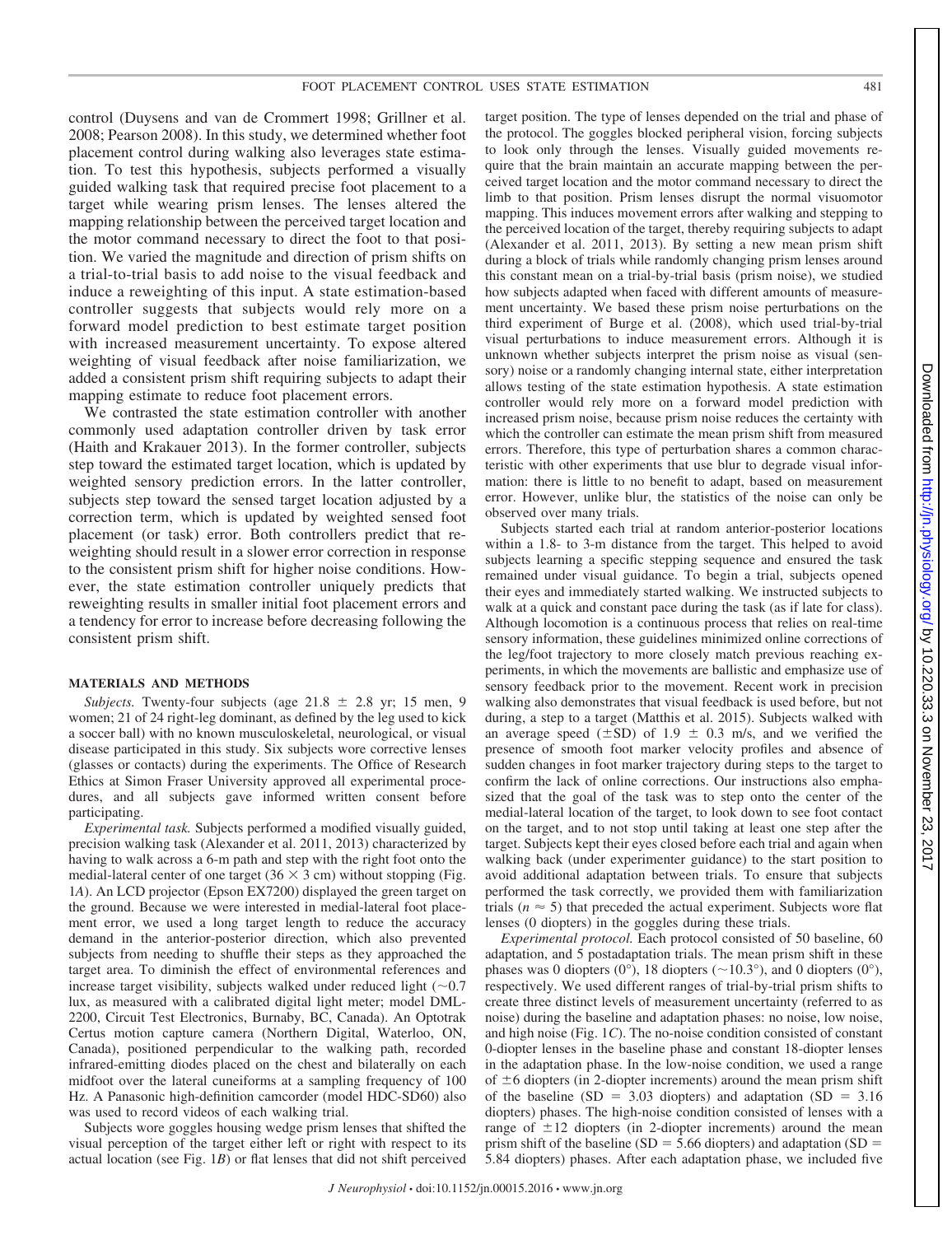control (Duysens and van de Crommert 1998; Grillner et al. 2008; Pearson 2008). In this study, we determined whether foot placement control during walking also leverages state estimation. To test this hypothesis, subjects performed a visually guided walking task that required precise foot placement to a target while wearing prism lenses. The lenses altered the mapping relationship between the perceived target location and the motor command necessary to direct the foot to that position. We varied the magnitude and direction of prism shifts on a trial-to-trial basis to add noise to the visual feedback and induce a reweighting of this input. A state estimation-based controller suggests that subjects would rely more on a forward model prediction to best estimate target position with increased measurement uncertainty. To expose altered weighting of visual feedback after noise familiarization, we added a consistent prism shift requiring subjects to adapt their mapping estimate to reduce foot placement errors.

We contrasted the state estimation controller with another commonly used adaptation controller driven by task error (Haith and Krakauer 2013). In the former controller, subjects step toward the estimated target location, which is updated by weighted sensory prediction errors. In the latter controller, subjects step toward the sensed target location adjusted by a correction term, which is updated by weighted sensed foot placement (or task) error. Both controllers predict that reweighting should result in a slower error correction in response to the consistent prism shift for higher noise conditions. However, the state estimation controller uniquely predicts that reweighting results in smaller initial foot placement errors and a tendency for error to increase before decreasing following the consistent prism shift.

## MATERIALS AND METHODS

*Subjects.* Twenty-four subjects (age 21.8 ± 2.8 yr; 15 men, 9 women; 21 of 24 right-leg dominant, as defined by the leg used to kick a soccer ball) with no known musculoskeletal, neurological, or visual disease participated in this study. Six subjects wore corrective lenses (glasses or contacts) during the experiments. The Office of Research Ethics at Simon Fraser University approved all experimental procedures, and all subjects gave informed written consent before participating.

*Experimental task.* Subjects performed a modified visually guided, precision walking task (Alexander et al. 2011, 2013) characterized by having to walk across a 6-m path and step with the right foot onto the medial-lateral center of one target (36 × 3 cm) without stopping (Fig. 1*A*). An LCD projector (Epson EX7200) displayed the green target on the ground. Because we were interested in medial-lateral foot placement error, we used a long target length to reduce the accuracy demand in the anterior-posterior direction, which also prevented subjects from needing to shuffle their steps as they approached the target area. To diminish the effect of environmental references and increase target visibility, subjects walked under reduced light (~0.7 lux, as measured with a calibrated digital light meter; model DML-2200, Circuit Test Electronics, Burnaby, BC, Canada). An Optotrak Certus motion capture camera (Northern Digital, Waterloo, ON, Canada), positioned perpendicular to the walking path, recorded infrared-emitting diodes placed on the chest and bilaterally on each midfoot over the lateral cuneiforms at a sampling frequency of 100 Hz. A Panasonic high-definition camcorder (model HDC-SD60) also was used to record videos of each walking trial.

Subjects wore goggles housing wedge prism lenses that shifted the visual perception of the target either left or right with respect to its actual location (see Fig. 1*B*) or flat lenses that did not shift perceived target position. The type of lenses depended on the trial and phase of the protocol. The goggles blocked peripheral vision, forcing subjects to look only through the lenses. Visually guided movements require that the brain maintain an accurate mapping between the perceived target location and the motor command necessary to direct the limb to that position. Prism lenses disrupt the normal visuomotor mapping. This induces movement errors after walking and stepping to the perceived location of the target, thereby requiring subjects to adapt (Alexander et al. 2011, 2013). By setting a new mean prism shift during a block of trials while randomly changing prism lenses around this constant mean on a trial-by-trial basis (prism noise), we studied how subjects adapted when faced with different amounts of measurement uncertainty. We based these prism noise perturbations on the third experiment of Burge et al. (2008), which used trial-by-trial visual perturbations to induce measurement errors. Although it is unknown whether subjects interpret the prism noise as visual (sensory) noise or a randomly changing internal state, either interpretation allows testing of the state estimation hypothesis. A state estimation controller would rely more on a forward model prediction with increased prism noise, because prism noise reduces the certainty with which the controller can estimate the mean prism shift from measured errors. Therefore, this type of perturbation shares a common characteristic with other experiments that use blur to degrade visual information: there is little to no benefit to adapt, based on measurement error. However, unlike blur, the statistics of the noise can only be observed over many trials.

Subjects started each trial at random anterior-posterior locations within a 1.8- to 3-m distance from the target. This helped to avoid subjects learning a specific stepping sequence and ensured the task remained under visual guidance. To begin a trial, subjects opened their eyes and immediately started walking. We instructed subjects to walk at a quick and constant pace during the task (as if late for class). Although locomotion is a continuous process that relies on real-time sensory information, these guidelines minimized online corrections of the leg/foot trajectory to more closely match previous reaching experiments, in which the movements are ballistic and emphasize use of sensory feedback prior to the movement. Recent work in precision walking also demonstrates that visual feedback is used before, but not during, a step to a target (Matthis et al. 2015). Subjects walked with an average speed (±SD) of 1.9 ± 0.3 m/s, and we verified the presence of smooth foot marker velocity profiles and absence of sudden changes in foot marker trajectory during steps to the target to confirm the lack of online corrections. Our instructions also emphasized that the goal of the task was to step onto the center of the medial-lateral location of the target, to look down to see foot contact on the target, and to not stop until taking at least one step after the target. Subjects kept their eyes closed before each trial and again when walking back (under experimenter guidance) to the start position to avoid additional adaptation between trials. To ensure that subjects performed the task correctly, we provided them with familiarization trials ($n \approx 5$) that preceded the actual experiment. Subjects wore flat lenses (0 diopters) in the goggles during these trials.

*Experimental protocol.* Each protocol consisted of 50 baseline, 60 adaptation, and 5 postadaptation trials. The mean prism shift in these phases was 0 diopters (0°), 18 diopters (~10.3°), and 0 diopters (0°), respectively. We used different ranges of trial-by-trial prism shifts to create three distinct levels of measurement uncertainty (referred to as noise) during the baseline and adaptation phases: no noise, low noise, and high noise (Fig. 1*C*). The no-noise condition consisted of constant 0-diopter lenses in the baseline phase and constant 18-diopter lenses in the adaptation phase. In the low-noise condition, we used a range of ±6 diopters (in 2-diopter increments) around the mean prism shift of the baseline (SD = 3.03 diopters) and adaptation (SD = 3.16 diopters) phases. The high-noise condition consisted of lenses with a range of ±12 diopters (in 2-diopter increments) around the mean prism shift of the baseline (SD = 5.66 diopters) and adaptation (SD = 5.84 diopters) phases. After each adaptation phase, we included five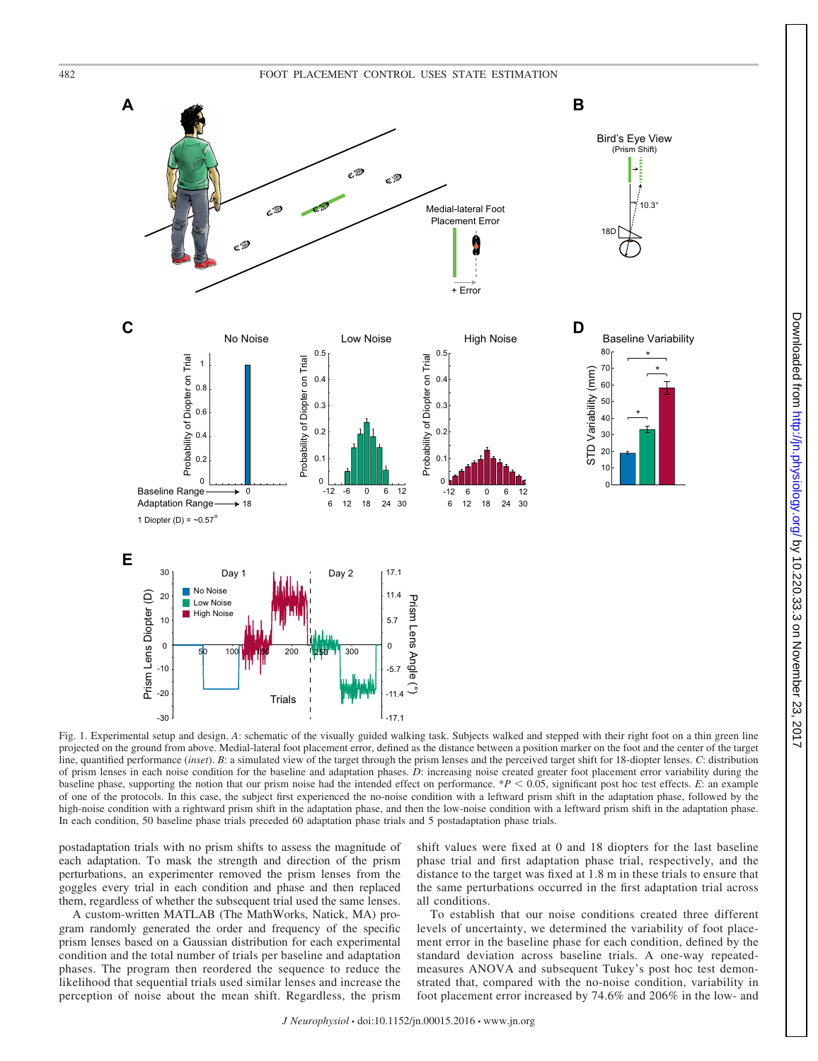Fig. 1. Experimental setup and design. *A*: schematic of the visually guided walking task. Subjects walked and stepped with their right foot on a thin green line projected on the ground from above. Medial-lateral foot placement error, defined as the distance between a position marker on the foot and the center of the target line, quantified performance (*inset*). *B*: a simulated view of the target through the prism lenses and the perceived target shift for 18-diopter lenses. *C*: distribution of prism lenses in each noise condition for the baseline and adaptation phases. *D*: increasing noise created greater foot placement error variability during the baseline phase, supporting the notion that our prism noise had the intended effect on performance. $^{*}P < 0.05$, significant post hoc test effects. *E*: an example of one of the protocols. In this case, the subject first experienced the no-noise condition with a leftward prism shift in the adaptation phase, followed by the high-noise condition with a rightward prism shift in the adaptation phase, and then the low-noise condition with a leftward prism shift in the adaptation phase. In each condition, 50 baseline phase trials preceded 60 adaptation phase trials and 5 postadaptation phase trials.

postadaptation trials with no prism shifts to assess the magnitude of each adaptation. To mask the strength and direction of the prism perturbations, an experimenter removed the prism lenses from the goggles every trial in each condition and phase and then replaced them, regardless of whether the subsequent trial used the same lenses.

A custom-written MATLAB (The MathWorks, Natick, MA) program randomly generated the order and frequency of the specific prism lenses based on a Gaussian distribution for each experimental condition and the total number of trials per baseline and adaptation phases. The program then reordered the sequence to reduce the likelihood that sequential trials used similar lenses and increase the perception of noise about the mean shift. Regardless, the prism shift values were fixed at 0 and 18 diopters for the last baseline phase trial and first adaptation phase trial, respectively, and the distance to the target was fixed at 1.8 m in these trials to ensure that the same perturbations occurred in the first adaptation trial across all conditions.

To establish that our noise conditions created three different levels of uncertainty, we determined the variability of foot placement error in the baseline phase for each condition, defined by the standard deviation across baseline trials. A one-way repeated-measures ANOVA and subsequent Tukey's post hoc test demonstrated that, compared with the no-noise condition, variability in foot placement error increased by 74.6% and 206% in the low- and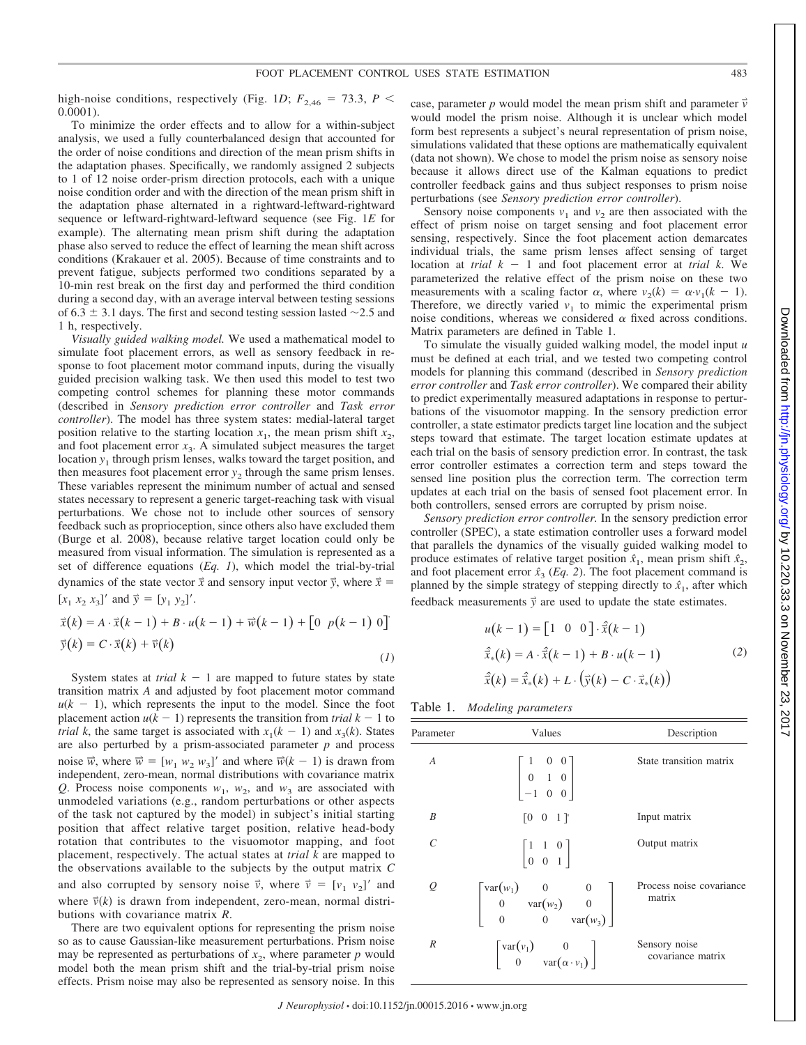high-noise conditions, respectively (Fig. 1*D*; $F_{2,46} = 73.3$, $P < 0.0001$).

To minimize the order effects and to allow for a within-subject analysis, we used a fully counterbalanced design that accounted for the order of noise conditions and direction of the mean prism shifts in the adaptation phases. Specifically, we randomly assigned 2 subjects to 1 of 12 noise order-prism direction protocols, each with a unique noise condition order and with the direction of the mean prism shift in the adaptation phase alternated in a rightward-leftward-rightward sequence or leftward-rightward-leftward sequence (see Fig. 1*E* for example). The alternating mean prism shift during the adaptation phase also served to reduce the effect of learning the mean shift across conditions (Krakauer et al. 2005). Because of time constraints and to prevent fatigue, subjects performed two conditions separated by a 10-min rest break on the first day and performed the third condition during a second day, with an average interval between testing sessions of 6.3 ± 3.1 days. The first and second testing session lasted ~2.5 and 1 h, respectively.

*Visually guided walking model.* We used a mathematical model to simulate foot placement errors, as well as sensory feedback in response to foot placement motor command inputs, during the visually guided precision walking task. We then used this model to test two competing control schemes for planning these motor commands (described in *Sensory prediction error controller* and *Task error controller*). The model has three system states: medial-lateral target position relative to the starting location $x_1$, the mean prism shift $x_2$, and foot placement error $x_3$. A simulated subject measures the target location $y_1$ through prism lenses, walks toward the target position, and then measures foot placement error $y_2$ through the same prism lenses. These variables represent the minimum number of actual and sensed states necessary to represent a generic target-reaching task with visual perturbations. We chose not to include other sources of sensory feedback such as proprioception, since others also have excluded them (Burge et al. 2008), because relative target location could only be measured from visual information. The simulation is represented as a set of difference equations (*Eq. 1*), which model the trial-by-trial dynamics of the state vector $\vec{x}$ and sensory input vector $\vec{y}$, where $\vec{x} = [x_1\ x_2\ x_3]'$ and $\vec{y} = [y_1\ y_2]'$.

$$\vec{x}(k) = A \cdot \vec{x}(k-1) + B \cdot u(k-1) + \vec{w}(k-1) + [0\ \ p(k-1)\ \ 0]'$$
$$\vec{y}(k) = C \cdot \vec{x}(k) + \vec{v}(k) \tag{1}$$

System states at *trial* $k - 1$ are mapped to future states by state transition matrix $A$ and adjusted by foot placement motor command $u(k - 1)$, which represents the input to the model. Since the foot placement action $u(k - 1)$ represents the transition from *trial* $k - 1$ to *trial* $k$, the same target is associated with $x_1(k - 1)$ and $x_3(k)$. States are also perturbed by a prism-associated parameter $p$ and process noise $\vec{w}$, where $\vec{w} = [w_1\ w_2\ w_3]'$ and where $\vec{w}(k - 1)$ is drawn from independent, zero-mean, normal distributions with covariance matrix $Q$. Process noise components $w_1$, $w_2$, and $w_3$ are associated with unmodeled variations (e.g., random perturbations or other aspects of the task not captured by the model) in subject's initial starting position that affect relative target position, relative head-body rotation that contributes to the visuomotor mapping, and foot placement, respectively. The actual states at *trial k* are mapped to the observations available to the subjects by the output matrix $C$ and also corrupted by sensory noise $\vec{v}$, where $\vec{v} = [v_1\ v_2]'$ and where $\vec{v}(k)$ is drawn from independent, zero-mean, normal distributions with covariance matrix $R$.

There are two equivalent options for representing the prism noise so as to cause Gaussian-like measurement perturbations. Prism noise may be represented as perturbations of $x_2$, where parameter $p$ would model both the mean prism shift and the trial-by-trial prism noise effects. Prism noise may also be represented as sensory noise. In this case, parameter $p$ would model the mean prism shift and parameter $\vec{v}$ would model the prism noise. Although it is unclear which model form best represents a subject's neural representation of prism noise, simulations validated that these options are mathematically equivalent (data not shown). We chose to model the prism noise as sensory noise because it allows direct use of the Kalman equations to predict controller feedback gains and thus subject responses to prism noise perturbations (see *Sensory prediction error controller*).

Sensory noise components $v_1$ and $v_2$ are then associated with the effect of prism noise on target sensing and foot placement error sensing, respectively. Since the foot placement action demarcates individual trials, the same prism lenses affect sensing of target location at *trial* $k - 1$ and foot placement error at *trial* $k$. We parameterized the relative effect of the prism noise on these two measurements with a scaling factor $\alpha$, where $v_2(k) = \alpha \cdot v_1(k - 1)$. Therefore, we directly varied $v_1$ to mimic the experimental prism noise conditions, whereas we considered $\alpha$ fixed across conditions. Matrix parameters are defined in Table 1.

To simulate the visually guided walking model, the model input $u$ must be defined at each trial, and we tested two competing control models for planning this command (described in *Sensory prediction error controller* and *Task error controller*). We compared their ability to predict experimentally measured adaptations in response to perturbations of the visuomotor mapping. In the sensory prediction error controller, a state estimator predicts target line location and the subject steps toward that estimate. The target location estimate updates at each trial on the basis of sensory prediction error. In contrast, the task error controller estimates a correction term and steps toward the sensed line position plus the correction term. The correction term updates at each trial on the basis of sensed foot placement error. In both controllers, sensed errors are corrupted by prism noise.

*Sensory prediction error controller.* In the sensory prediction error controller (SPEC), a state estimation controller uses a forward model that parallels the dynamics of the visually guided walking model to produce estimates of relative target position $\hat{x}_1$, mean prism shift $\hat{x}_2$, and foot placement error $\hat{x}_3$ (*Eq. 2*). The foot placement command is planned by the simple strategy of stepping directly to $\hat{x}_1$, after which feedback measurements $\vec{y}$ are used to update the state estimates.

$$u(k-1) = [1\ \ 0\ \ 0] \cdot \hat{\vec{x}}(k-1)$$
$$\hat{\vec{x}}_*(k) = A \cdot \hat{\vec{x}}(k-1) + B \cdot u(k-1) \tag{2}$$
$$\hat{\vec{x}}(k) = \hat{\vec{x}}_*(k) + L \cdot \left(\vec{y}(k) - C \cdot \vec{x}_*(k)\right)$$

Table 1. *Modeling parameters*

| Parameter | Values | Description |
|---|---|---|
| $A$ | $\begin{bmatrix} 1 & 0 & 0 \\ 0 & 1 & 0 \\ -1 & 0 & 0 \end{bmatrix}$ | State transition matrix |
| $B$ | $[0\ \ 0\ \ 1]'$ | Input matrix |
| $C$ | $\begin{bmatrix} 1 & 1 & 0 \\ 0 & 0 & 1 \end{bmatrix}$ | Output matrix |
| $Q$ | $\begin{bmatrix} \mathrm{var}(w_1) & 0 & 0 \\ 0 & \mathrm{var}(w_2) & 0 \\ 0 & 0 & \mathrm{var}(w_3) \end{bmatrix}$ | Process noise covariance matrix |
| $R$ | $\begin{bmatrix} \mathrm{var}(v_1) & 0 \\ 0 & \mathrm{var}(\alpha \cdot v_1) \end{bmatrix}$ | Sensory noise covariance matrix |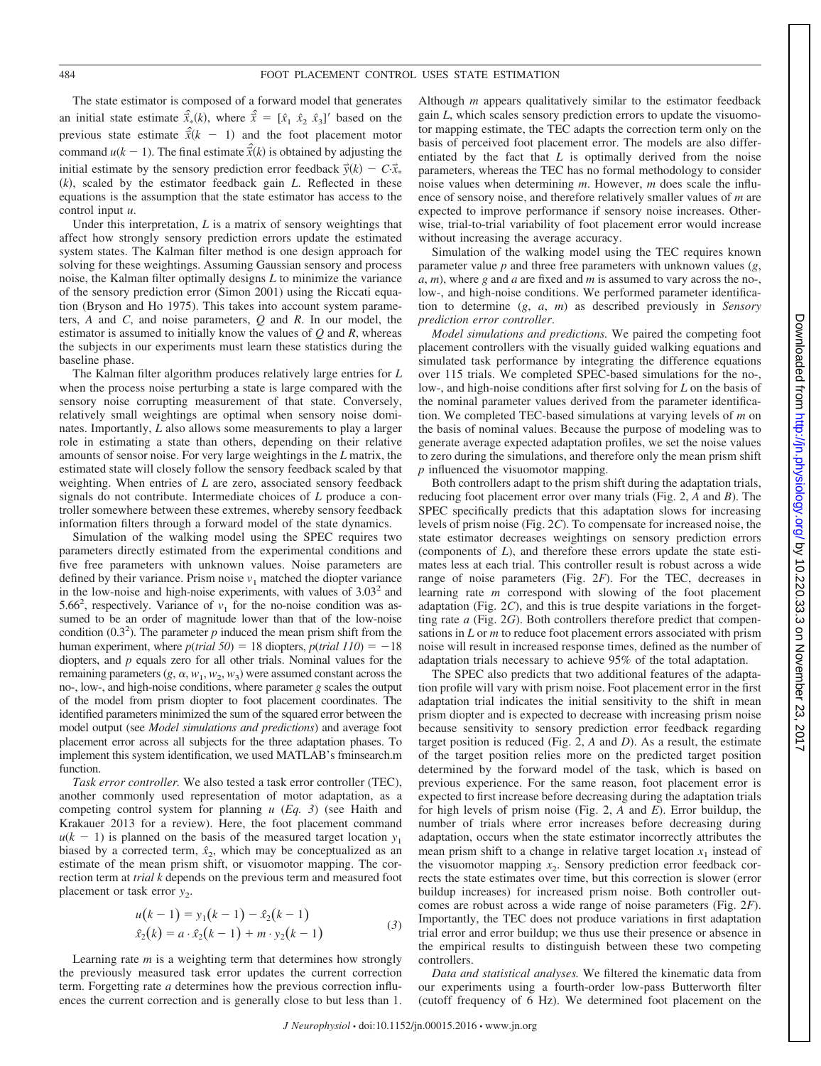The state estimator is composed of a forward model that generates an initial state estimate $\hat{\vec{x}}_*(k)$, where $\hat{\vec{x}} = [\hat{x}_1\ \hat{x}_2\ \hat{x}_3]'$ based on the previous state estimate $\hat{\vec{x}}(k-1)$ and the foot placement motor command $u(k-1)$. The final estimate $\hat{\vec{x}}(k)$ is obtained by adjusting the initial estimate by the sensory prediction error feedback $\vec{y}(k) - C\hat{\vec{x}}_*(k)$, scaled by the estimator feedback gain $L$. Reflected in these equations is the assumption that the state estimator has access to the control input $u$.

Under this interpretation, $L$ is a matrix of sensory weightings that affect how strongly sensory prediction errors update the estimated system states. The Kalman filter method is one design approach for solving for these weightings. Assuming Gaussian sensory and process noise, the Kalman filter optimally designs $L$ to minimize the variance of the sensory prediction error (Simon 2001) using the Riccati equation (Bryson and Ho 1975). This takes into account system parameters, $A$ and $C$, and noise parameters, $Q$ and $R$. In our model, the estimator is assumed to initially know the values of $Q$ and $R$, whereas the subjects in our experiments must learn these statistics during the baseline phase.

The Kalman filter algorithm produces relatively large entries for $L$ when the process noise perturbing a state is large compared with the sensory noise corrupting measurement of that state. Conversely, relatively small weightings are optimal when sensory noise dominates. Importantly, $L$ also allows some measurements to play a larger role in estimating a state than others, depending on their relative amounts of sensor noise. For very large weightings in the $L$ matrix, the estimated state will closely follow the sensory feedback scaled by that weighting. When entries of $L$ are zero, associated sensory feedback signals do not contribute. Intermediate choices of $L$ produce a controller somewhere between these extremes, whereby sensory feedback information filters through a forward model of the state dynamics.

Simulation of the walking model using the SPEC requires two parameters directly estimated from the experimental conditions and five free parameters with unknown values. Noise parameters are defined by their variance. Prism noise $v_1$ matched the diopter variance in the low-noise and high-noise experiments, with values of $3.03^2$ and $5.66^2$, respectively. Variance of $v_1$ for the no-noise condition was assumed to be an order of magnitude lower than that of the low-noise condition ($0.3^2$). The parameter $p$ induced the mean prism shift from the human experiment, where $p(trial\ 50) = 18$ diopters, $p(trial\ 110) = -18$ diopters, and $p$ equals zero for all other trials. Nominal values for the remaining parameters ($g$, $\alpha$, $w_1$, $w_2$, $w_3$) were assumed constant across the no-, low-, and high-noise conditions, where parameter $g$ scales the output of the model from prism diopter to foot placement coordinates. The identified parameters minimized the sum of the squared error between the model output (see *Model simulations and predictions*) and average foot placement error across all subjects for the three adaptation phases. To implement this system identification, we used MATLAB's fminsearch.m function.

*Task error controller.* We also tested a task error controller (TEC), another commonly used representation of motor adaptation, as a competing control system for planning $u$ (*Eq. 3*) (see Haith and Krakauer 2013 for a review). Here, the foot placement command $u(k-1)$ is planned on the basis of the measured target location $y_1$ biased by a corrected term, $\hat{x}_2$, which may be conceptualized as an estimate of the mean prism shift, or visuomotor mapping. The correction term at *trial k* depends on the previous term and measured foot placement or task error $y_2$.

$$
\begin{aligned}
u(k-1) &= y_1(k-1) - \hat{x}_2(k-1) \\
\hat{x}_2(k) &= a \cdot \hat{x}_2(k-1) + m \cdot y_2(k-1)
\end{aligned}
\tag{3}
$$

Learning rate $m$ is a weighting term that determines how strongly the previously measured task error updates the current correction term. Forgetting rate $a$ determines how the previous correction influences the current correction and is generally close to but less than 1. Although $m$ appears qualitatively similar to the estimator feedback gain $L$, which scales sensory prediction errors to update the visuomotor mapping estimate, the TEC adapts the correction term only on the basis of perceived foot placement error. The models are also differentiated by the fact that $L$ is optimally derived from the noise parameters, whereas the TEC has no formal methodology to consider noise values when determining $m$. However, $m$ does scale the influence of sensory noise, and therefore relatively smaller values of $m$ are expected to improve performance if sensory noise increases. Otherwise, trial-to-trial variability of foot placement error would increase without increasing the average accuracy.

Simulation of the walking model using the TEC requires known parameter value $p$ and three free parameters with unknown values ($g$, $a$, $m$), where $g$ and $a$ are fixed and $m$ is assumed to vary across the no-, low-, and high-noise conditions. We performed parameter identification to determine ($g$, $a$, $m$) as described previously in *Sensory prediction error controller*.

*Model simulations and predictions.* We paired the competing foot placement controllers with the visually guided walking equations and simulated task performance by integrating the difference equations over 115 trials. We completed SPEC-based simulations for the no-, low-, and high-noise conditions after first solving for $L$ on the basis of the nominal parameter values derived from the parameter identification. We completed TEC-based simulations at varying levels of $m$ on the basis of nominal values. Because the purpose of modeling was to generate average expected adaptation profiles, we set the noise values to zero during the simulations, and therefore only the mean prism shift $p$ influenced the visuomotor mapping.

Both controllers adapt to the prism shift during the adaptation trials, reducing foot placement error over many trials (Fig. 2, *A* and *B*). The SPEC specifically predicts that this adaptation slows for increasing levels of prism noise (Fig. 2*C*). To compensate for increased noise, the state estimator decreases weightings on sensory prediction errors (components of $L$), and therefore these errors update the state estimates less at each trial. This controller result is robust across a wide range of noise parameters (Fig. 2*F*). For the TEC, decreases in learning rate $m$ correspond with slowing of the foot placement adaptation (Fig. 2*C*), and this is true despite variations in the forgetting rate $a$ (Fig. 2*G*). Both controllers therefore predict that compensations in $L$ or $m$ to reduce foot placement errors associated with prism noise will result in increased response times, defined as the number of adaptation trials necessary to achieve 95% of the total adaptation.

The SPEC also predicts that two additional features of the adaptation profile will vary with prism noise. Foot placement error in the first adaptation trial indicates the initial sensitivity to the shift in mean prism diopter and is expected to decrease with increasing prism noise because sensitivity to sensory prediction error feedback regarding target position is reduced (Fig. 2, *A* and *D*). As a result, the estimate of the target position relies more on the predicted target position determined by the forward model of the task, which is based on previous experience. For the same reason, foot placement error is expected to first increase before decreasing during the adaptation trials for high levels of prism noise (Fig. 2, *A* and *E*). Error buildup, the number of trials where error increases before decreasing during adaptation, occurs when the state estimator incorrectly attributes the mean prism shift to a change in relative target location $x_1$ instead of the visuomotor mapping $x_2$. Sensory prediction error feedback corrects the state estimates over time, but this correction is slower (error buildup increases) for increased prism noise. Both controller outcomes are robust across a wide range of noise parameters (Fig. 2*F*). Importantly, the TEC does not produce variations in first adaptation trial error and error buildup; we thus use their presence or absence in the empirical results to distinguish between these two competing controllers.

*Data and statistical analyses.* We filtered the kinematic data from our experiments using a fourth-order low-pass Butterworth filter (cutoff frequency of 6 Hz). We determined foot placement on the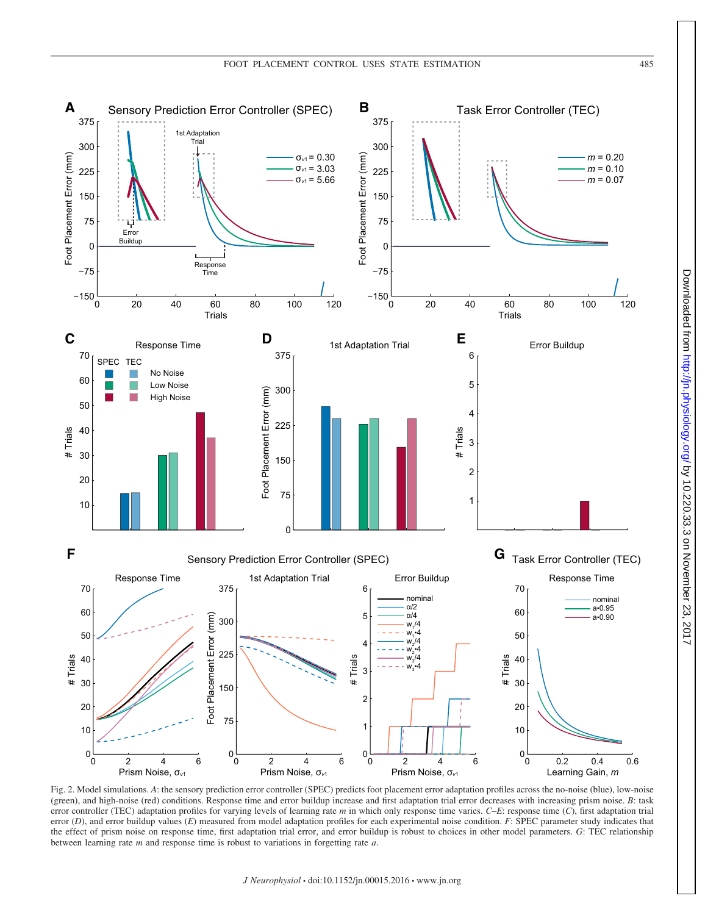Fig. 2. Model simulations. *A*: the sensory prediction error controller (SPEC) predicts foot placement error adaptation profiles across the no-noise (blue), low-noise (green), and high-noise (red) conditions. Response time and error buildup increase and first adaptation trial error decreases with increasing prism noise. *B*: task error controller (TEC) adaptation profiles for varying levels of learning rate *m* in which only response time varies. *C*–*E*: response time (*C*), first adaptation trial error (*D*), and error buildup values (*E*) measured from model adaptation profiles for each experimental noise condition. *F*: SPEC parameter study indicates that the effect of prism noise on response time, first adaptation trial error, and error buildup is robust to choices in other model parameters. *G*: TEC relationship between learning rate *m* and response time is robust to variations in forgetting rate *a*.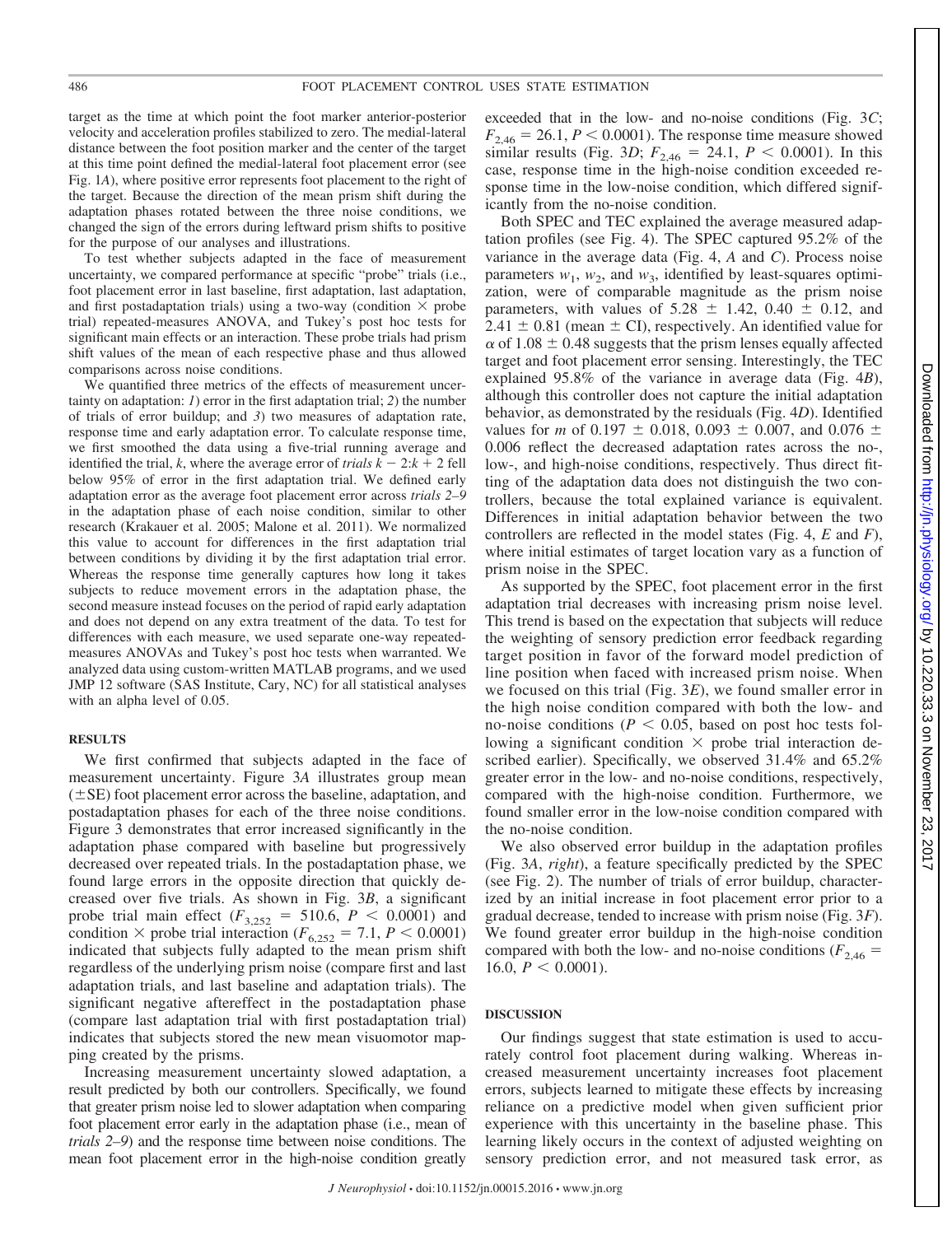target as the time at which point the foot marker anterior-posterior velocity and acceleration profiles stabilized to zero. The medial-lateral distance between the foot position marker and the center of the target at this time point defined the medial-lateral foot placement error (see Fig. 1*A*), where positive error represents foot placement to the right of the target. Because the direction of the mean prism shift during the adaptation phases rotated between the three noise conditions, we changed the sign of the errors during leftward prism shifts to positive for the purpose of our analyses and illustrations.

To test whether subjects adapted in the face of measurement uncertainty, we compared performance at specific "probe" trials (i.e., foot placement error in last baseline, first adaptation, last adaptation, and first postadaptation trials) using a two-way (condition × probe trial) repeated-measures ANOVA, and Tukey's post hoc tests for significant main effects or an interaction. These probe trials had prism shift values of the mean of each respective phase and thus allowed comparisons across noise conditions.

We quantified three metrics of the effects of measurement uncertainty on adaptation: *1*) error in the first adaptation trial; *2*) the number of trials of error buildup; and *3*) two measures of adaptation rate, response time and early adaptation error. To calculate response time, we first smoothed the data using a five-trial running average and identified the trial, *k*, where the average error of *trials* $k - 2{:}k + 2$ fell below 95% of error in the first adaptation trial. We defined early adaptation error as the average foot placement error across *trials 2–9* in the adaptation phase of each noise condition, similar to other research (Krakauer et al. 2005; Malone et al. 2011). We normalized this value to account for differences in the first adaptation trial between conditions by dividing it by the first adaptation trial error. Whereas the response time generally captures how long it takes subjects to reduce movement errors in the adaptation phase, the second measure instead focuses on the period of rapid early adaptation and does not depend on any extra treatment of the data. To test for differences with each measure, we used separate one-way repeated-measures ANOVAs and Tukey's post hoc tests when warranted. We analyzed data using custom-written MATLAB programs, and we used JMP 12 software (SAS Institute, Cary, NC) for all statistical analyses with an alpha level of 0.05.

## RESULTS

We first confirmed that subjects adapted in the face of measurement uncertainty. Figure 3*A* illustrates group mean (±SE) foot placement error across the baseline, adaptation, and postadaptation phases for each of the three noise conditions. Figure 3 demonstrates that error increased significantly in the adaptation phase compared with baseline but progressively decreased over repeated trials. In the postadaptation phase, we found large errors in the opposite direction that quickly decreased over five trials. As shown in Fig. 3*B*, a significant probe trial main effect ($F_{3,252} = 510.6$, $P < 0.0001$) and condition × probe trial interaction ($F_{6,252} = 7.1$, $P < 0.0001$) indicated that subjects fully adapted to the mean prism shift regardless of the underlying prism noise (compare first and last adaptation trials, and last baseline and adaptation trials). The significant negative aftereffect in the postadaptation phase (compare last adaptation trial with first postadaptation trial) indicates that subjects stored the new mean visuomotor mapping created by the prisms.

Increasing measurement uncertainty slowed adaptation, a result predicted by both our controllers. Specifically, we found that greater prism noise led to slower adaptation when comparing foot placement error early in the adaptation phase (i.e., mean of *trials 2–9*) and the response time between noise conditions. The mean foot placement error in the high-noise condition greatly exceeded that in the low- and no-noise conditions (Fig. 3*C*; $F_{2,46} = 26.1$, $P < 0.0001$). The response time measure showed similar results (Fig. 3*D*; $F_{2,46} = 24.1$, $P < 0.0001$). In this case, response time in the high-noise condition exceeded response time in the low-noise condition, which differed significantly from the no-noise condition.

Both SPEC and TEC explained the average measured adaptation profiles (see Fig. 4). The SPEC captured 95.2% of the variance in the average data (Fig. 4, *A* and *C*). Process noise parameters $w_1$, $w_2$, and $w_3$, identified by least-squares optimization, were of comparable magnitude as the prism noise parameters, with values of $5.28 \pm 1.42$, $0.40 \pm 0.12$, and $2.41 \pm 0.81$ (mean ± CI), respectively. An identified value for $\alpha$ of $1.08 \pm 0.48$ suggests that the prism lenses equally affected target and foot placement error sensing. Interestingly, the TEC explained 95.8% of the variance in average data (Fig. 4*B*), although this controller does not capture the initial adaptation behavior, as demonstrated by the residuals (Fig. 4*D*). Identified values for *m* of $0.197 \pm 0.018$, $0.093 \pm 0.007$, and $0.076 \pm 0.006$ reflect the decreased adaptation rates across the no-, low-, and high-noise conditions, respectively. Thus direct fitting of the adaptation data does not distinguish the two controllers, because the total explained variance is equivalent. Differences in initial adaptation behavior between the two controllers are reflected in the model states (Fig. 4, *E* and *F*), where initial estimates of target location vary as a function of prism noise in the SPEC.

As supported by the SPEC, foot placement error in the first adaptation trial decreases with increasing prism noise level. This trend is based on the expectation that subjects will reduce the weighting of sensory prediction error feedback regarding target position in favor of the forward model prediction of line position when faced with increased prism noise. When we focused on this trial (Fig. 3*E*), we found smaller error in the high noise condition compared with both the low- and no-noise conditions ($P < 0.05$, based on post hoc tests following a significant condition × probe trial interaction described earlier). Specifically, we observed 31.4% and 65.2% greater error in the low- and no-noise conditions, respectively, compared with the high-noise condition. Furthermore, we found smaller error in the low-noise condition compared with the no-noise condition.

We also observed error buildup in the adaptation profiles (Fig. 3*A*, *right*), a feature specifically predicted by the SPEC (see Fig. 2). The number of trials of error buildup, characterized by an initial increase in foot placement error prior to a gradual decrease, tended to increase with prism noise (Fig. 3*F*). We found greater error buildup in the high-noise condition compared with both the low- and no-noise conditions ($F_{2,46} = 16.0$, $P < 0.0001$).

## DISCUSSION

Our findings suggest that state estimation is used to accurately control foot placement during walking. Whereas increased measurement uncertainty increases foot placement errors, subjects learned to mitigate these effects by increasing reliance on a predictive model when given sufficient prior experience with this uncertainty in the baseline phase. This learning likely occurs in the context of adjusted weighting on sensory prediction error, and not measured task error, as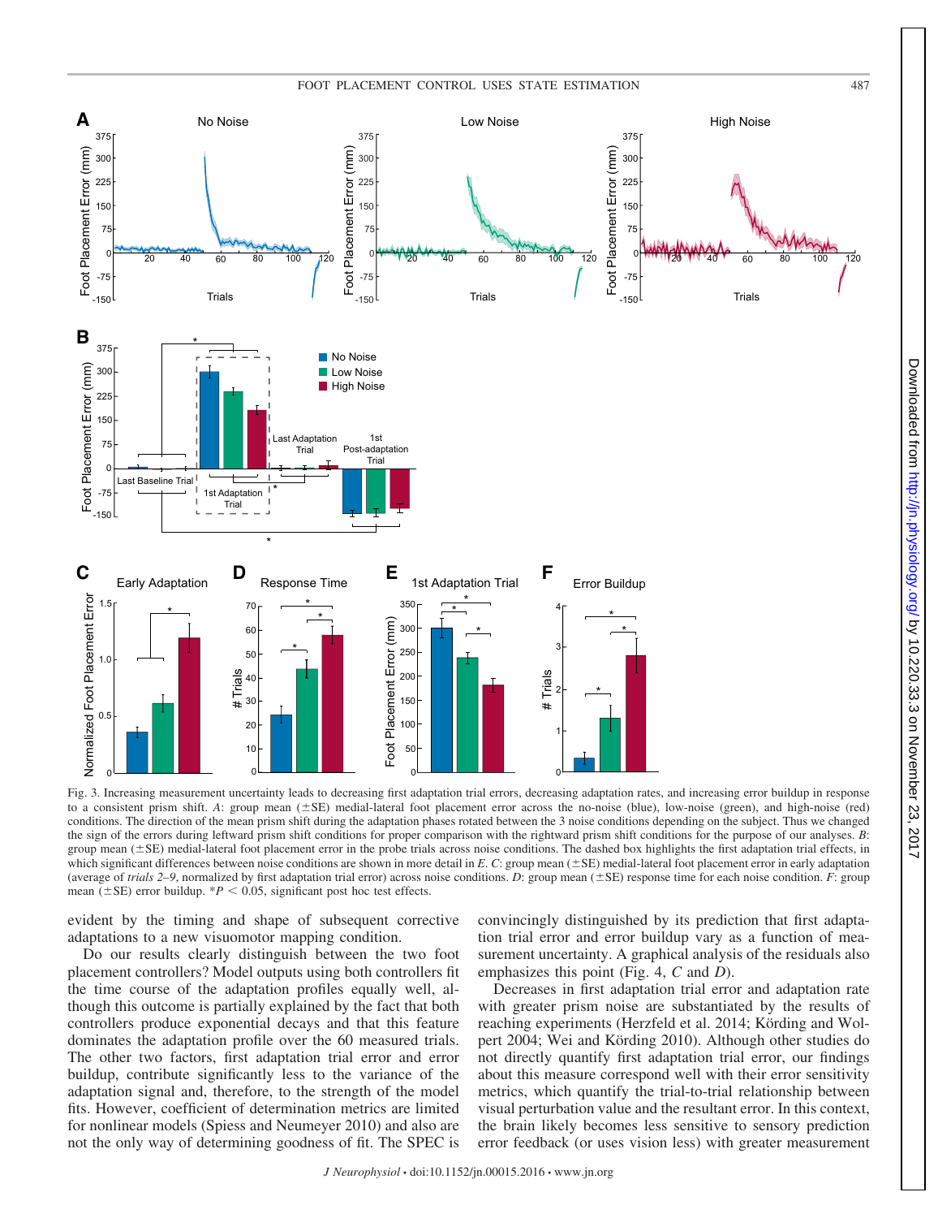Fig. 3. Increasing measurement uncertainty leads to decreasing first adaptation trial errors, decreasing adaptation rates, and increasing error buildup in response to a consistent prism shift. *A*: group mean (±SE) medial-lateral foot placement error across the no-noise (blue), low-noise (green), and high-noise (red) conditions. The direction of the mean prism shift during the adaptation phases rotated between the 3 noise conditions depending on the subject. Thus we changed the sign of the errors during leftward prism shift conditions for proper comparison with the rightward prism shift conditions for the purpose of our analyses. *B*: group mean (±SE) medial-lateral foot placement error in the probe trials across noise conditions. The dashed box highlights the first adaptation trial effects, in which significant differences between noise conditions are shown in more detail in *E*. *C*: group mean (±SE) medial-lateral foot placement error in early adaptation (average of *trials 2–9*, normalized by first adaptation trial error) across noise conditions. *D*: group mean (±SE) response time for each noise condition. *F*: group mean (±SE) error buildup. *$P < 0.05$, significant post hoc test effects.

evident by the timing and shape of subsequent corrective adaptations to a new visuomotor mapping condition.

Do our results clearly distinguish between the two foot placement controllers? Model outputs using both controllers fit the time course of the adaptation profiles equally well, although this outcome is partially explained by the fact that both controllers produce exponential decays and that this feature dominates the adaptation profile over the 60 measured trials. The other two factors, first adaptation trial error and error buildup, contribute significantly less to the variance of the adaptation signal and, therefore, to the strength of the model fits. However, coefficient of determination metrics are limited for nonlinear models (Spiess and Neumeyer 2010) and also are not the only way of determining goodness of fit. The SPEC is convincingly distinguished by its prediction that first adaptation trial error and error buildup vary as a function of measurement uncertainty. A graphical analysis of the residuals also emphasizes this point (Fig. 4, *C* and *D*).

Decreases in first adaptation trial error and adaptation rate with greater prism noise are substantiated by the results of reaching experiments (Herzfeld et al. 2014; Körding and Wolpert 2004; Wei and Körding 2010). Although other studies do not directly quantify first adaptation trial error, our findings about this measure correspond well with their error sensitivity metrics, which quantify the trial-to-trial relationship between visual perturbation value and the resultant error. In this context, the brain likely becomes less sensitive to sensory prediction error feedback (or uses vision less) with greater measurement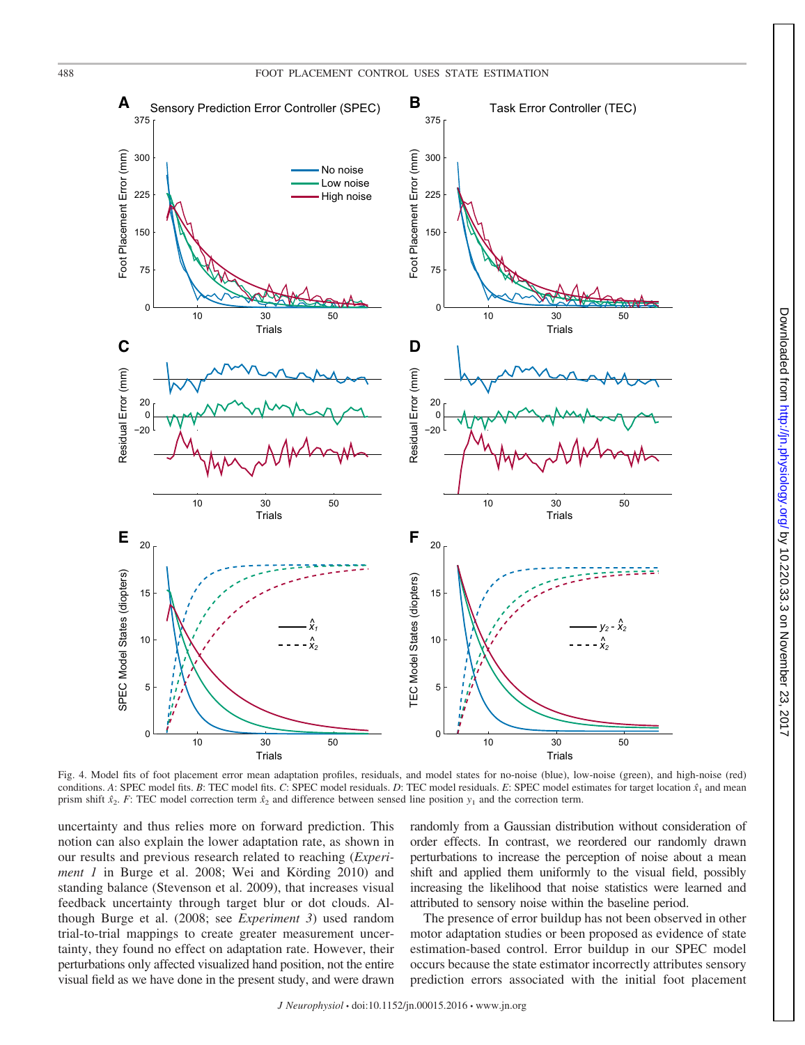Fig. 4. Model fits of foot placement error mean adaptation profiles, residuals, and model states for no-noise (blue), low-noise (green), and high-noise (red) conditions. *A*: SPEC model fits. *B*: TEC model fits. *C*: SPEC model residuals. *D*: TEC model residuals. *E*: SPEC model estimates for target location $\hat{x}_1$ and mean prism shift $\hat{x}_2$. *F*: TEC model correction term $\hat{x}_2$ and difference between sensed line position $y_1$ and the correction term.

uncertainty and thus relies more on forward prediction. This notion can also explain the lower adaptation rate, as shown in our results and previous research related to reaching (*Experiment 1* in Burge et al. 2008; Wei and Körding 2010) and standing balance (Stevenson et al. 2009), that increases visual feedback uncertainty through target blur or dot clouds. Although Burge et al. (2008; see *Experiment 3*) used random trial-to-trial mappings to create greater measurement uncertainty, they found no effect on adaptation rate. However, their perturbations only affected visualized hand position, not the entire visual field as we have done in the present study, and were drawn randomly from a Gaussian distribution without consideration of order effects. In contrast, we reordered our randomly drawn perturbations to increase the perception of noise about a mean shift and applied them uniformly to the visual field, possibly increasing the likelihood that noise statistics were learned and attributed to sensory noise within the baseline period.

The presence of error buildup has not been observed in other motor adaptation studies or been proposed as evidence of state estimation-based control. Error buildup in our SPEC model occurs because the state estimator incorrectly attributes sensory prediction errors associated with the initial foot placement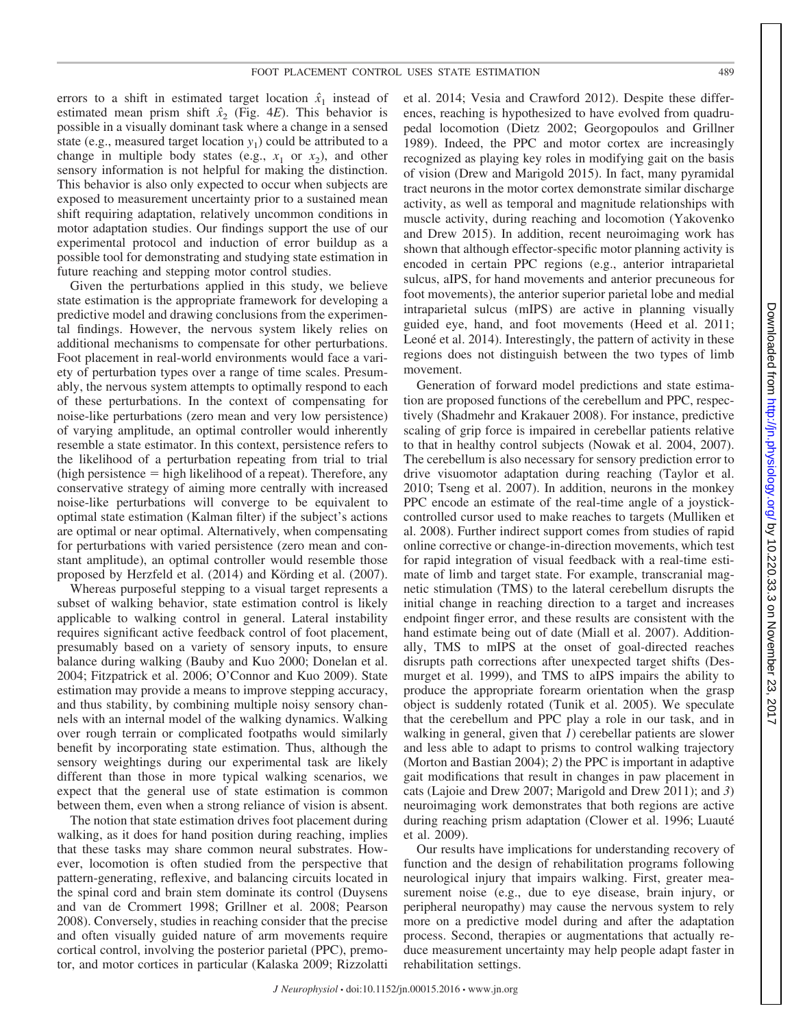errors to a shift in estimated target location $\hat{x}_1$ instead of estimated mean prism shift $\hat{x}_2$ (Fig. 4*E*). This behavior is possible in a visually dominant task where a change in a sensed state (e.g., measured target location $y_1$) could be attributed to a change in multiple body states (e.g., $x_1$ or $x_2$), and other sensory information is not helpful for making the distinction. This behavior is also only expected to occur when subjects are exposed to measurement uncertainty prior to a sustained mean shift requiring adaptation, relatively uncommon conditions in motor adaptation studies. Our findings support the use of our experimental protocol and induction of error buildup as a possible tool for demonstrating and studying state estimation in future reaching and stepping motor control studies.

Given the perturbations applied in this study, we believe state estimation is the appropriate framework for developing a predictive model and drawing conclusions from the experimental findings. However, the nervous system likely relies on additional mechanisms to compensate for other perturbations. Foot placement in real-world environments would face a variety of perturbation types over a range of time scales. Presumably, the nervous system attempts to optimally respond to each of these perturbations. In the context of compensating for noise-like perturbations (zero mean and very low persistence) of varying amplitude, an optimal controller would inherently resemble a state estimator. In this context, persistence refers to the likelihood of a perturbation repeating from trial to trial (high persistence = high likelihood of a repeat). Therefore, any conservative strategy of aiming more centrally with increased noise-like perturbations will converge to be equivalent to optimal state estimation (Kalman filter) if the subject's actions are optimal or near optimal. Alternatively, when compensating for perturbations with varied persistence (zero mean and constant amplitude), an optimal controller would resemble those proposed by Herzfeld et al. (2014) and Körding et al. (2007).

Whereas purposeful stepping to a visual target represents a subset of walking behavior, state estimation control is likely applicable to walking control in general. Lateral instability requires significant active feedback control of foot placement, presumably based on a variety of sensory inputs, to ensure balance during walking (Bauby and Kuo 2000; Donelan et al. 2004; Fitzpatrick et al. 2006; O'Connor and Kuo 2009). State estimation may provide a means to improve stepping accuracy, and thus stability, by combining multiple noisy sensory channels with an internal model of the walking dynamics. Walking over rough terrain or complicated footpaths would similarly benefit by incorporating state estimation. Thus, although the sensory weightings during our experimental task are likely different than those in more typical walking scenarios, we expect that the general use of state estimation is common between them, even when a strong reliance of vision is absent.

The notion that state estimation drives foot placement during walking, as it does for hand position during reaching, implies that these tasks may share common neural substrates. However, locomotion is often studied from the perspective that pattern-generating, reflexive, and balancing circuits located in the spinal cord and brain stem dominate its control (Duysens and van de Crommert 1998; Grillner et al. 2008; Pearson 2008). Conversely, studies in reaching consider that the precise and often visually guided nature of arm movements require cortical control, involving the posterior parietal (PPC), premotor, and motor cortices in particular (Kalaska 2009; Rizzolatti et al. 2014; Vesia and Crawford 2012). Despite these differences, reaching is hypothesized to have evolved from quadrupedal locomotion (Dietz 2002; Georgopoulos and Grillner 1989). Indeed, the PPC and motor cortex are increasingly recognized as playing key roles in modifying gait on the basis of vision (Drew and Marigold 2015). In fact, many pyramidal tract neurons in the motor cortex demonstrate similar discharge activity, as well as temporal and magnitude relationships with muscle activity, during reaching and locomotion (Yakovenko and Drew 2015). In addition, recent neuroimaging work has shown that although effector-specific motor planning activity is encoded in certain PPC regions (e.g., anterior intraparietal sulcus, aIPS, for hand movements and anterior precuneous for foot movements), the anterior superior parietal lobe and medial intraparietal sulcus (mIPS) are active in planning visually guided eye, hand, and foot movements (Heed et al. 2011; Leoné et al. 2014). Interestingly, the pattern of activity in these regions does not distinguish between the two types of limb movement.

Generation of forward model predictions and state estimation are proposed functions of the cerebellum and PPC, respectively (Shadmehr and Krakauer 2008). For instance, predictive scaling of grip force is impaired in cerebellar patients relative to that in healthy control subjects (Nowak et al. 2004, 2007). The cerebellum is also necessary for sensory prediction error to drive visuomotor adaptation during reaching (Taylor et al. 2010; Tseng et al. 2007). In addition, neurons in the monkey PPC encode an estimate of the real-time angle of a joystick-controlled cursor used to make reaches to targets (Mulliken et al. 2008). Further indirect support comes from studies of rapid online corrective or change-in-direction movements, which test for rapid integration of visual feedback with a real-time estimate of limb and target state. For example, transcranial magnetic stimulation (TMS) to the lateral cerebellum disrupts the initial change in reaching direction to a target and increases endpoint finger error, and these results are consistent with the hand estimate being out of date (Miall et al. 2007). Additionally, TMS to mIPS at the onset of goal-directed reaches disrupts path corrections after unexpected target shifts (Desmurget et al. 1999), and TMS to aIPS impairs the ability to produce the appropriate forearm orientation when the grasp object is suddenly rotated (Tunik et al. 2005). We speculate that the cerebellum and PPC play a role in our task, and in walking in general, given that *1*) cerebellar patients are slower and less able to adapt to prisms to control walking trajectory (Morton and Bastian 2004); *2*) the PPC is important in adaptive gait modifications that result in changes in paw placement in cats (Lajoie and Drew 2007; Marigold and Drew 2011); and *3*) neuroimaging work demonstrates that both regions are active during reaching prism adaptation (Clower et al. 1996; Luauté et al. 2009).

Our results have implications for understanding recovery of function and the design of rehabilitation programs following neurological injury that impairs walking. First, greater measurement noise (e.g., due to eye disease, brain injury, or peripheral neuropathy) may cause the nervous system to rely more on a predictive model during and after the adaptation process. Second, therapies or augmentations that actually reduce measurement uncertainty may help people adapt faster in rehabilitation settings.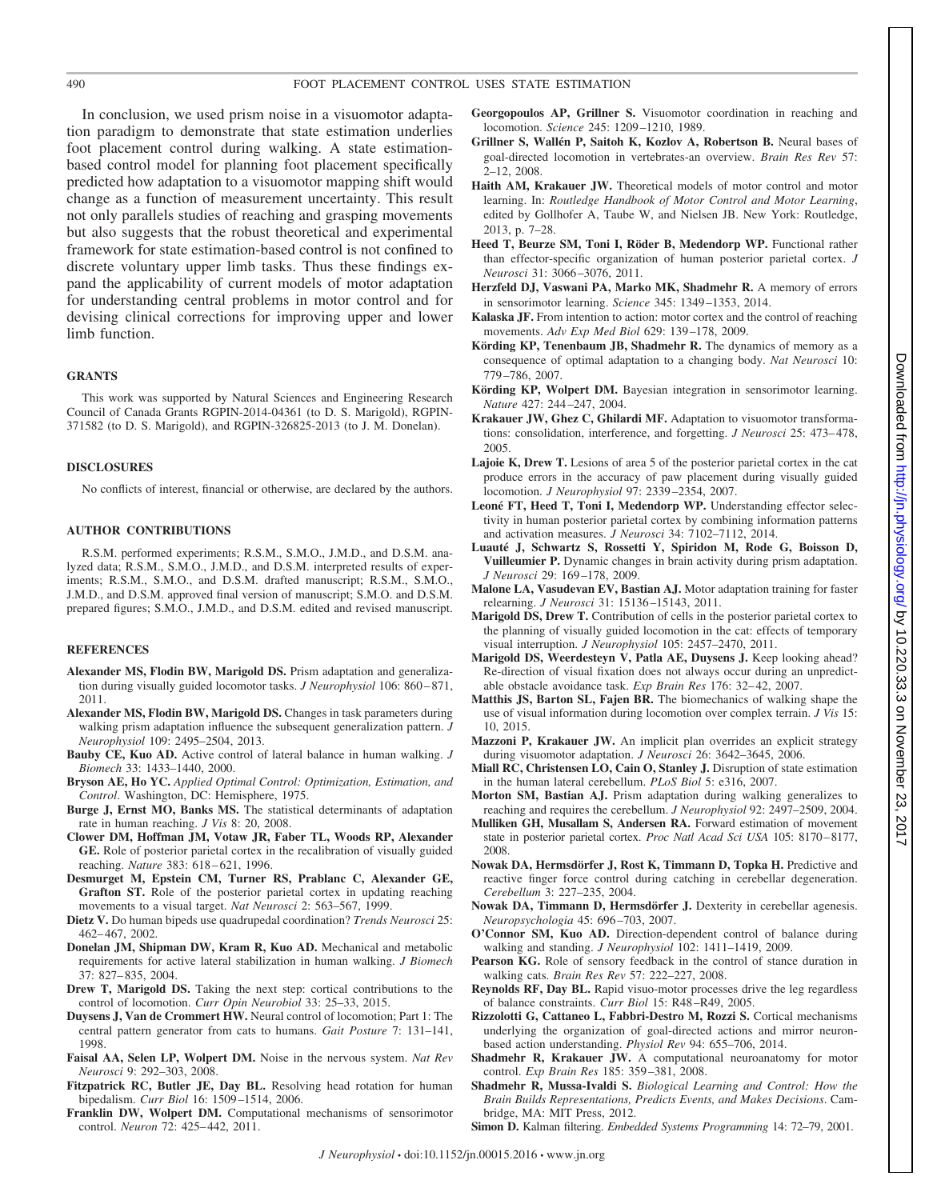In conclusion, we used prism noise in a visuomotor adaptation paradigm to demonstrate that state estimation underlies foot placement control during walking. A state estimation-based control model for planning foot placement specifically predicted how adaptation to a visuomotor mapping shift would change as a function of measurement uncertainty. This result not only parallels studies of reaching and grasping movements but also suggests that the robust theoretical and experimental framework for state estimation-based control is not confined to discrete voluntary upper limb tasks. Thus these findings expand the applicability of current models of motor adaptation for understanding central problems in motor control and for devising clinical corrections for improving upper and lower limb function.

## GRANTS

This work was supported by Natural Sciences and Engineering Research Council of Canada Grants RGPIN-2014-04361 (to D. S. Marigold), RGPIN-371582 (to D. S. Marigold), and RGPIN-326825-2013 (to J. M. Donelan).

## DISCLOSURES

No conflicts of interest, financial or otherwise, are declared by the authors.

## AUTHOR CONTRIBUTIONS

R.S.M. performed experiments; R.S.M., S.M.O., J.M.D., and D.S.M. analyzed data; R.S.M., S.M.O., J.M.D., and D.S.M. interpreted results of experiments; R.S.M., S.M.O., and D.S.M. drafted manuscript; R.S.M., S.M.O., J.M.D., and D.S.M. approved final version of manuscript; S.M.O. and D.S.M. prepared figures; S.M.O., J.M.D., and D.S.M. edited and revised manuscript.

## REFERENCES

**Alexander MS, Flodin BW, Marigold DS.** Prism adaptation and generalization during visually guided locomotor tasks. *J Neurophysiol* 106: 860–871, 2011.

**Alexander MS, Flodin BW, Marigold DS.** Changes in task parameters during walking prism adaptation influence the subsequent generalization pattern. *J Neurophysiol* 109: 2495–2504, 2013.

**Bauby CE, Kuo AD.** Active control of lateral balance in human walking. *J Biomech* 33: 1433–1440, 2000.

**Bryson AE, Ho YC.** *Applied Optimal Control: Optimization, Estimation, and Control*. Washington, DC: Hemisphere, 1975.

**Burge J, Ernst MO, Banks MS.** The statistical determinants of adaptation rate in human reaching. *J Vis* 8: 20, 2008.

**Clower DM, Hoffman JM, Votaw JR, Faber TL, Woods RP, Alexander GE.** Role of posterior parietal cortex in the recalibration of visually guided reaching. *Nature* 383: 618–621, 1996.

**Desmurget M, Epstein CM, Turner RS, Prablanc C, Alexander GE, Grafton ST.** Role of the posterior parietal cortex in updating reaching movements to a visual target. *Nat Neurosci* 2: 563–567, 1999.

**Dietz V.** Do human bipeds use quadrupedal coordination? *Trends Neurosci* 25: 462–467, 2002.

**Donelan JM, Shipman DW, Kram R, Kuo AD.** Mechanical and metabolic requirements for active lateral stabilization in human walking. *J Biomech* 37: 827–835, 2004.

**Drew T, Marigold DS.** Taking the next step: cortical contributions to the control of locomotion. *Curr Opin Neurobiol* 33: 25–33, 2015.

**Duysens J, Van de Crommert HW.** Neural control of locomotion; Part 1: The central pattern generator from cats to humans. *Gait Posture* 7: 131–141, 1998.

**Faisal AA, Selen LP, Wolpert DM.** Noise in the nervous system. *Nat Rev Neurosci* 9: 292–303, 2008.

**Fitzpatrick RC, Butler JE, Day BL.** Resolving head rotation for human bipedalism. *Curr Biol* 16: 1509–1514, 2006.

**Franklin DW, Wolpert DM.** Computational mechanisms of sensorimotor control. *Neuron* 72: 425–442, 2011.

**Georgopoulos AP, Grillner S.** Visuomotor coordination in reaching and locomotion. *Science* 245: 1209–1210, 1989.

**Grillner S, Wallén P, Saitoh K, Kozlov A, Robertson B.** Neural bases of goal-directed locomotion in vertebrates-an overview. *Brain Res Rev* 57: 2–12, 2008.

**Haith AM, Krakauer JW.** Theoretical models of motor control and motor learning. In: *Routledge Handbook of Motor Control and Motor Learning*, edited by Gollhofer A, Taube W, and Nielsen JB. New York: Routledge, 2013, p. 7–28.

**Heed T, Beurze SM, Toni I, Röder B, Medendorp WP.** Functional rather than effector-specific organization of human posterior parietal cortex. *J Neurosci* 31: 3066–3076, 2011.

**Herzfeld DJ, Vaswani PA, Marko MK, Shadmehr R.** A memory of errors in sensorimotor learning. *Science* 345: 1349–1353, 2014.

**Kalaska JF.** From intention to action: motor cortex and the control of reaching movements. *Adv Exp Med Biol* 629: 139–178, 2009.

**Körding KP, Tenenbaum JB, Shadmehr R.** The dynamics of memory as a consequence of optimal adaptation to a changing body. *Nat Neurosci* 10: 779–786, 2007.

**Körding KP, Wolpert DM.** Bayesian integration in sensorimotor learning. *Nature* 427: 244–247, 2004.

**Krakauer JW, Ghez C, Ghilardi MF.** Adaptation to visuomotor transformations: consolidation, interference, and forgetting. *J Neurosci* 25: 473–478, 2005.

**Lajoie K, Drew T.** Lesions of area 5 of the posterior parietal cortex in the cat produce errors in the accuracy of paw placement during visually guided locomotion. *J Neurophysiol* 97: 2339–2354, 2007.

**Leoné FT, Heed T, Toni I, Medendorp WP.** Understanding effector selectivity in human posterior parietal cortex by combining information patterns and activation measures. *J Neurosci* 34: 7102–7112, 2014.

**Luauté J, Schwartz S, Rossetti Y, Spiridon M, Rode G, Boisson D, Vuilleumier P.** Dynamic changes in brain activity during prism adaptation. *J Neurosci* 29: 169–178, 2009.

**Malone LA, Vasudevan EV, Bastian AJ.** Motor adaptation training for faster relearning. *J Neurosci* 31: 15136–15143, 2011.

**Marigold DS, Drew T.** Contribution of cells in the posterior parietal cortex to the planning of visually guided locomotion in the cat: effects of temporary visual interruption. *J Neurophysiol* 105: 2457–2470, 2011.

**Marigold DS, Weerdesteyn V, Patla AE, Duysens J.** Keep looking ahead? Re-direction of visual fixation does not always occur during an unpredictable obstacle avoidance task. *Exp Brain Res* 176: 32–42, 2007.

**Matthis JS, Barton SL, Fajen BR.** The biomechanics of walking shape the use of visual information during locomotion over complex terrain. *J Vis* 15: 10, 2015.

**Mazzoni P, Krakauer JW.** An implicit plan overrides an explicit strategy during visuomotor adaptation. *J Neurosci* 26: 3642–3645, 2006.

**Miall RC, Christensen LO, Cain O, Stanley J.** Disruption of state estimation in the human lateral cerebellum. *PLoS Biol* 5: e316, 2007.

**Morton SM, Bastian AJ.** Prism adaptation during walking generalizes to reaching and requires the cerebellum. *J Neurophysiol* 92: 2497–2509, 2004.

**Mulliken GH, Musallam S, Andersen RA.** Forward estimation of movement state in posterior parietal cortex. *Proc Natl Acad Sci USA* 105: 8170–8177, 2008.

**Nowak DA, Hermsdörfer J, Rost K, Timmann D, Topka H.** Predictive and reactive finger force control during catching in cerebellar degeneration. *Cerebellum* 3: 227–235, 2004.

**Nowak DA, Timmann D, Hermsdörfer J.** Dexterity in cerebellar agenesis. *Neuropsychologia* 45: 696–703, 2007.

**O'Connor SM, Kuo AD.** Direction-dependent control of balance during walking and standing. *J Neurophysiol* 102: 1411–1419, 2009.

**Pearson KG.** Role of sensory feedback in the control of stance duration in walking cats. *Brain Res Rev* 57: 222–227, 2008.

**Reynolds RF, Day BL.** Rapid visuo-motor processes drive the leg regardless of balance constraints. *Curr Biol* 15: R48–R49, 2005.

**Rizzolotti G, Cattaneo L, Fabbri-Destro M, Rozzi S.** Cortical mechanisms underlying the organization of goal-directed actions and mirror neuron-based action understanding. *Physiol Rev* 94: 655–706, 2014.

**Shadmehr R, Krakauer JW.** A computational neuroanatomy for motor control. *Exp Brain Res* 185: 359–381, 2008.

**Shadmehr R, Mussa-Ivaldi S.** *Biological Learning and Control: How the Brain Builds Representations, Predicts Events, and Makes Decisions*. Cambridge, MA: MIT Press, 2012.

**Simon D.** Kalman filtering. *Embedded Systems Programming* 14: 72–79, 2001.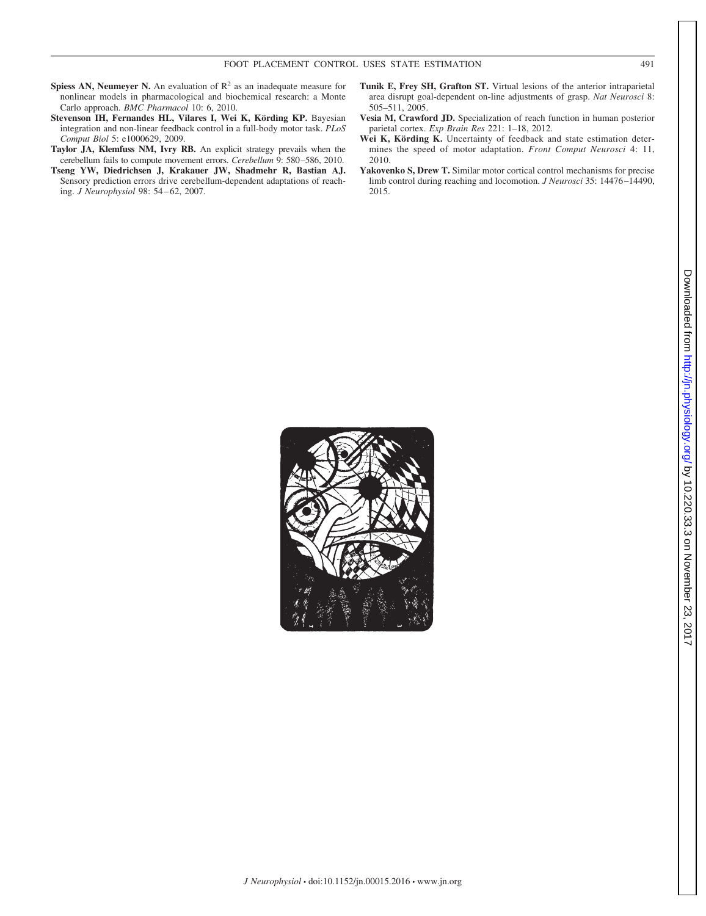**Spiess AN, Neumeyer N.** An evaluation of $R^2$ as an inadequate measure for nonlinear models in pharmacological and biochemical research: a Monte Carlo approach. *BMC Pharmacol* 10: 6, 2010.

**Stevenson IH, Fernandes HL, Vilares I, Wei K, Körding KP.** Bayesian integration and non-linear feedback control in a full-body motor task. *PLoS Comput Biol* 5: e1000629, 2009.

**Taylor JA, Klemfuss NM, Ivry RB.** An explicit strategy prevails when the cerebellum fails to compute movement errors. *Cerebellum* 9: 580–586, 2010.

**Tseng YW, Diedrichsen J, Krakauer JW, Shadmehr R, Bastian AJ.** Sensory prediction errors drive cerebellum-dependent adaptations of reaching. *J Neurophysiol* 98: 54–62, 2007.

**Tunik E, Frey SH, Grafton ST.** Virtual lesions of the anterior intraparietal area disrupt goal-dependent on-line adjustments of grasp. *Nat Neurosci* 8: 505–511, 2005.

**Vesia M, Crawford JD.** Specialization of reach function in human posterior parietal cortex. *Exp Brain Res* 221: 1–18, 2012.

**Wei K, Körding K.** Uncertainty of feedback and state estimation determines the speed of motor adaptation. *Front Comput Neurosci* 4: 11, 2010.

**Yakovenko S, Drew T.** Similar motor cortical control mechanisms for precise limb control during reaching and locomotion. *J Neurosci* 35: 14476–14490, 2015.